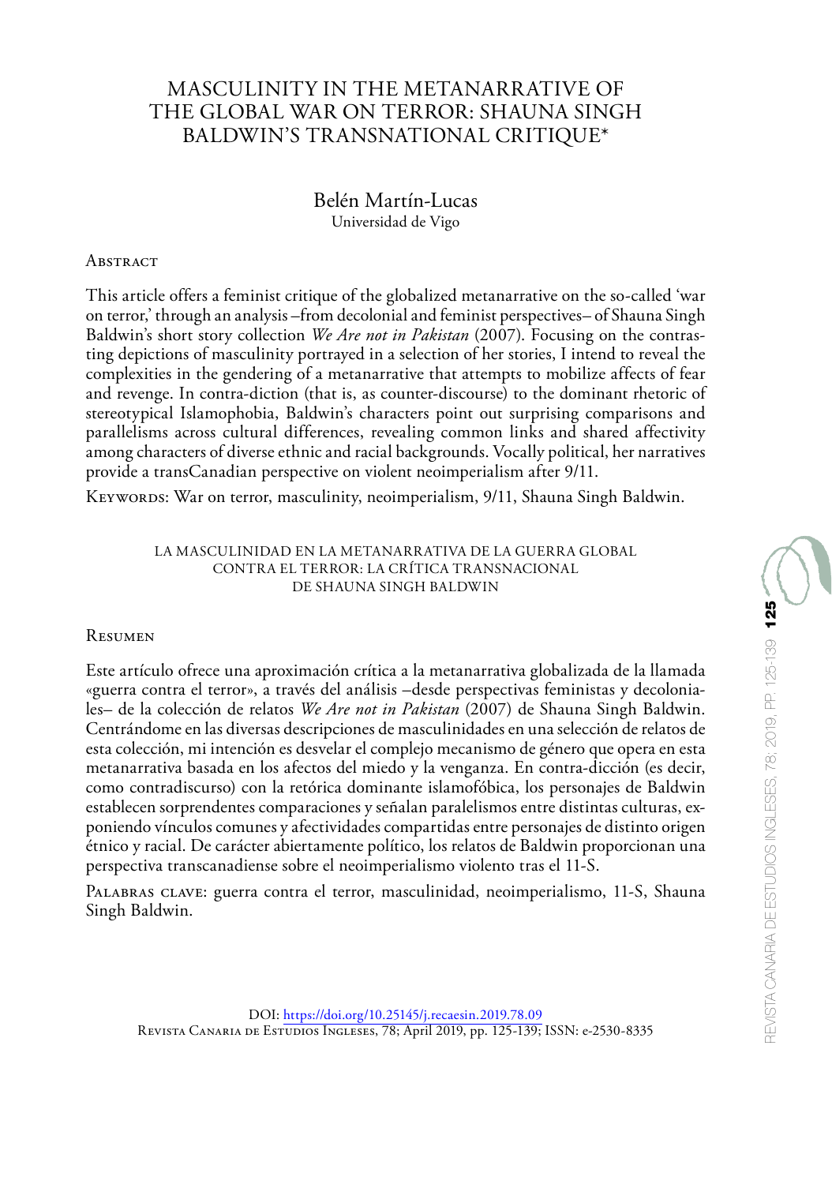# MASCULINITY IN THE METANARRATIVE OF THE GLOBAL WAR ON TERROR: SHAUNA SINGH BALDWIN'S TRANSNATIONAL CRITIQUE*

Belén Martín-Lucas
Universidad de Vigo

## Abstract

This article offers a feminist critique of the globalized metanarrative on the so-called 'war on terror,' through an analysis –from decolonial and feminist perspectives– of Shauna Singh Baldwin's short story collection *We Are not in Pakistan* (2007). Focusing on the contrasting depictions of masculinity portrayed in a selection of her stories, I intend to reveal the complexities in the gendering of a metanarrative that attempts to mobilize affects of fear and revenge. In contra-diction (that is, as counter-discourse) to the dominant rhetoric of stereotypical Islamophobia, Baldwin's characters point out surprising comparisons and parallelisms across cultural differences, revealing common links and shared affectivity among characters of diverse ethnic and racial backgrounds. Vocally political, her narratives provide a transCanadian perspective on violent neoimperialism after 9/11.

Keywords: War on terror, masculinity, neoimperialism, 9/11, Shauna Singh Baldwin.

### LA MASCULINIDAD EN LA METANARRATIVA DE LA GUERRA GLOBAL CONTRA EL TERROR: LA CRÍTICA TRANSNACIONAL DE SHAUNA SINGH BALDWIN

## Resumen

Este artículo ofrece una aproximación crítica a la metanarrativa globalizada de la llamada «guerra contra el terror», a través del análisis –desde perspectivas feministas y decoloniales– de la colección de relatos *We Are not in Pakistan* (2007) de Shauna Singh Baldwin. Centrándome en las diversas descripciones de masculinidades en una selección de relatos de esta colección, mi intención es desvelar el complejo mecanismo de género que opera en esta metanarrativa basada en los afectos del miedo y la venganza. En contra-dicción (es decir, como contradiscurso) con la retórica dominante islamofóbica, los personajes de Baldwin establecen sorprendentes comparaciones y señalan paralelismos entre distintas culturas, exponiendo vínculos comunes y afectividades compartidas entre personajes de distinto origen étnico y racial. De carácter abiertamente político, los relatos de Baldwin proporcionan una perspectiva transcanadiense sobre el neoimperialismo violento tras el 11-S.

Palabras clave: guerra contra el terror, masculinidad, neoimperialismo, 11-S, Shauna Singh Baldwin.

DOI: https://doi.org/10.25145/j.recaesin.2019.78.09
Revista Canaria de Estudios Ingleses, 78; April 2019, pp. 125-139; ISSN: e-2530-8335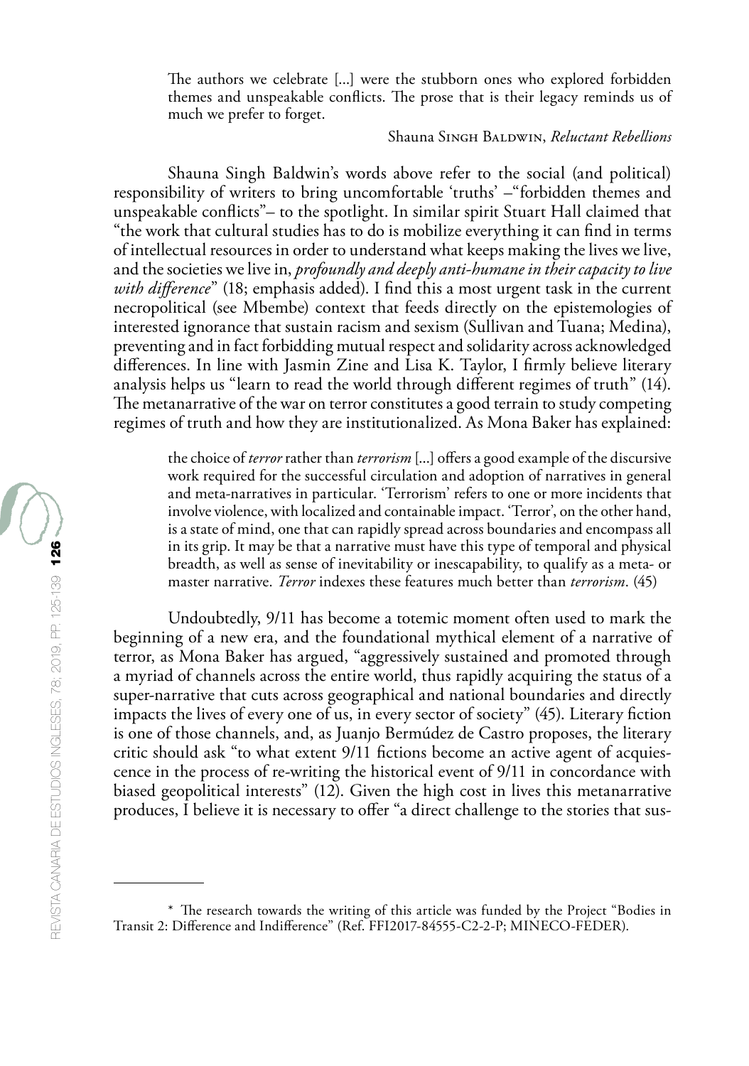> The authors we celebrate [...] were the stubborn ones who explored forbidden themes and unspeakable conflicts. The prose that is their legacy reminds us of much we prefer to forget.
>
> Shauna Singh Baldwin, *Reluctant Rebellions*

Shauna Singh Baldwin's words above refer to the social (and political) responsibility of writers to bring uncomfortable 'truths' –"forbidden themes and unspeakable conflicts"– to the spotlight. In similar spirit Stuart Hall claimed that "the work that cultural studies has to do is mobilize everything it can find in terms of intellectual resources in order to understand what keeps making the lives we live, and the societies we live in, ***profoundly and deeply anti-humane in their capacity to live with difference***" (18; emphasis added). I find this a most urgent task in the current necropolitical (see Mbembe) context that feeds directly on the epistemologies of interested ignorance that sustain racism and sexism (Sullivan and Tuana; Medina), preventing and in fact forbidding mutual respect and solidarity across acknowledged differences. In line with Jasmin Zine and Lisa K. Taylor, I firmly believe literary analysis helps us "learn to read the world through different regimes of truth" (14). The metanarrative of the war on terror constitutes a good terrain to study competing regimes of truth and how they are institutionalized. As Mona Baker has explained:

> the choice of *terror* rather than *terrorism* [...] offers a good example of the discursive work required for the successful circulation and adoption of narratives in general and meta-narratives in particular. 'Terrorism' refers to one or more incidents that involve violence, with localized and containable impact. 'Terror', on the other hand, is a state of mind, one that can rapidly spread across boundaries and encompass all in its grip. It may be that a narrative must have this type of temporal and physical breadth, as well as sense of inevitability or inescapability, to qualify as a meta- or master narrative. *Terror* indexes these features much better than *terrorism*. (45)

Undoubtedly, 9/11 has become a totemic moment often used to mark the beginning of a new era, and the foundational mythical element of a narrative of terror, as Mona Baker has argued, "aggressively sustained and promoted through a myriad of channels across the entire world, thus rapidly acquiring the status of a super-narrative that cuts across geographical and national boundaries and directly impacts the lives of every one of us, in every sector of society" (45). Literary fiction is one of those channels, and, as Juanjo Bermúdez de Castro proposes, the literary critic should ask "to what extent 9/11 fictions become an active agent of acquiescence in the process of re-writing the historical event of 9/11 in concordance with biased geopolitical interests" (12). Given the high cost in lives this metanarrative produces, I believe it is necessary to offer "a direct challenge to the stories that sus-

---

\* The research towards the writing of this article was funded by the Project "Bodies in Transit 2: Difference and Indifference" (Ref. FFI2017-84555-C2-2-P; MINECO-FEDER).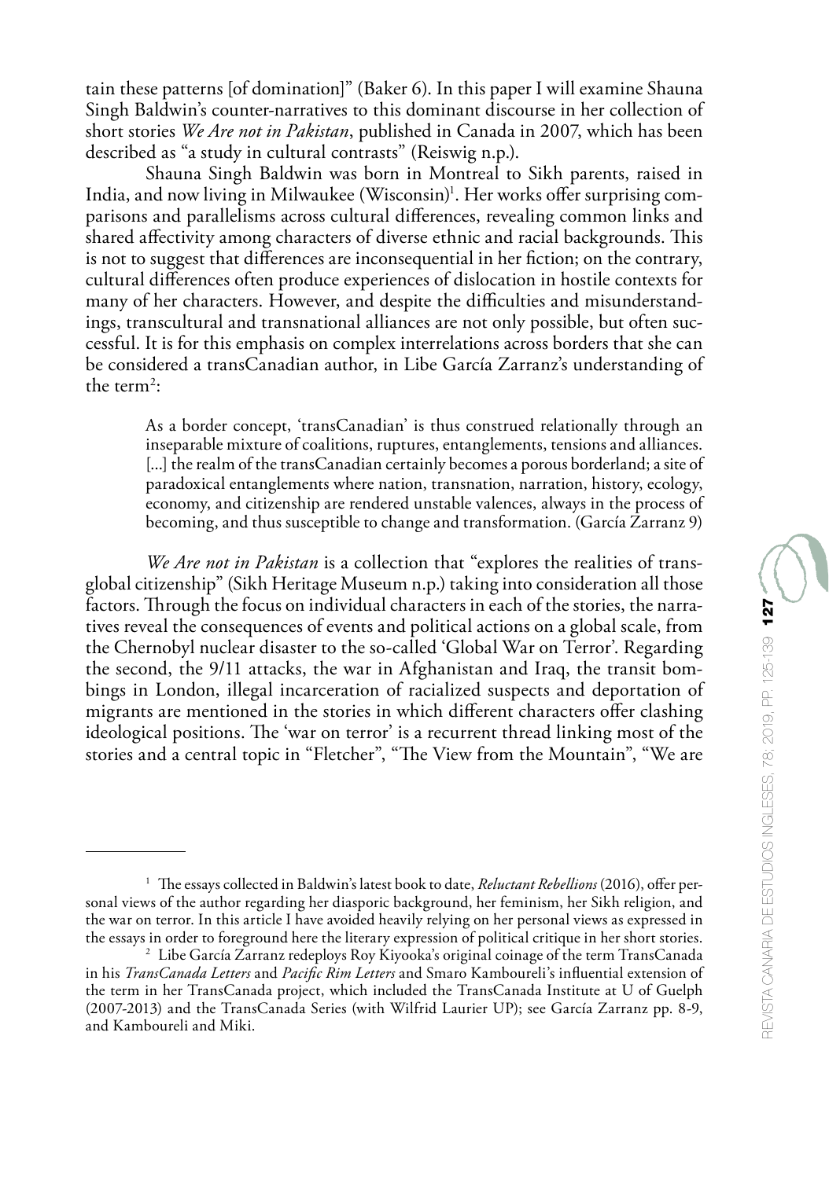tain these patterns [of domination]" (Baker 6). In this paper I will examine Shauna Singh Baldwin's counter-narratives to this dominant discourse in her collection of short stories *We Are not in Pakistan*, published in Canada in 2007, which has been described as "a study in cultural contrasts" (Reiswig n.p.).

Shauna Singh Baldwin was born in Montreal to Sikh parents, raised in India, and now living in Milwaukee (Wisconsin)[1]. Her works offer surprising comparisons and parallelisms across cultural differences, revealing common links and shared affectivity among characters of diverse ethnic and racial backgrounds. This is not to suggest that differences are inconsequential in her fiction; on the contrary, cultural differences often produce experiences of dislocation in hostile contexts for many of her characters. However, and despite the difficulties and misunderstandings, transcultural and transnational alliances are not only possible, but often successful. It is for this emphasis on complex interrelations across borders that she can be considered a transCanadian author, in Libe García Zarranz's understanding of the term[2]:

> As a border concept, 'transCanadian' is thus construed relationally through an inseparable mixture of coalitions, ruptures, entanglements, tensions and alliances. [...] the realm of the transCanadian certainly becomes a porous borderland; a site of paradoxical entanglements where nation, transnation, narration, history, ecology, economy, and citizenship are rendered unstable valences, always in the process of becoming, and thus susceptible to change and transformation. (García Zarranz 9)

*We Are not in Pakistan* is a collection that "explores the realities of transglobal citizenship" (Sikh Heritage Museum n.p.) taking into consideration all those factors. Through the focus on individual characters in each of the stories, the narratives reveal the consequences of events and political actions on a global scale, from the Chernobyl nuclear disaster to the so-called 'Global War on Terror'. Regarding the second, the 9/11 attacks, the war in Afghanistan and Iraq, the transit bombings in London, illegal incarceration of racialized suspects and deportation of migrants are mentioned in the stories in which different characters offer clashing ideological positions. The 'war on terror' is a recurrent thread linking most of the stories and a central topic in "Fletcher", "The View from the Mountain", "We are

---

[1] The essays collected in Baldwin's latest book to date, *Reluctant Rebellions* (2016), offer personal views of the author regarding her diasporic background, her feminism, her Sikh religion, and the war on terror. In this article I have avoided heavily relying on her personal views as expressed in the essays in order to foreground here the literary expression of political critique in her short stories.

[2] Libe García Zarranz redeploys Roy Kiyooka's original coinage of the term TransCanada in his *TransCanada Letters* and *Pacific Rim Letters* and Smaro Kamboureli's influential extension of the term in her TransCanada project, which included the TransCanada Institute at U of Guelph (2007-2013) and the TransCanada Series (with Wilfrid Laurier UP); see García Zarranz pp. 8-9, and Kamboureli and Miki.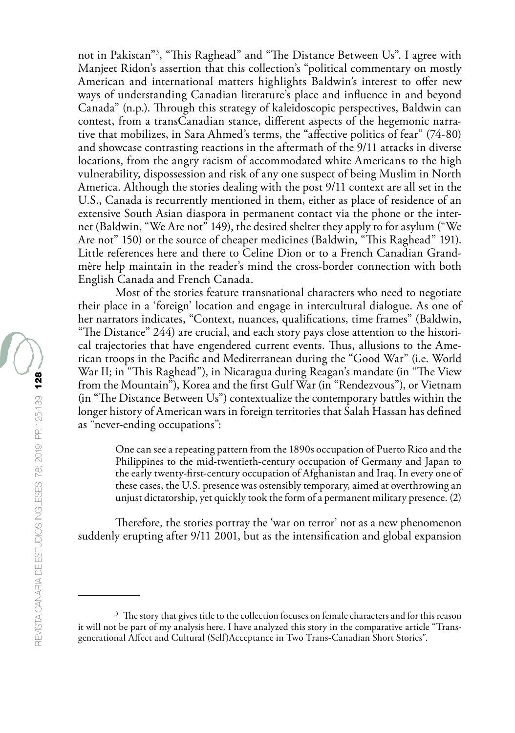not in Pakistan"[3], "This Raghead" and "The Distance Between Us". I agree with Manjeet Ridon's assertion that this collection's "political commentary on mostly American and international matters highlights Baldwin's interest to offer new ways of understanding Canadian literature's place and influence in and beyond Canada" (n.p.). Through this strategy of kaleidoscopic perspectives, Baldwin can contest, from a transCanadian stance, different aspects of the hegemonic narrative that mobilizes, in Sara Ahmed's terms, the "affective politics of fear" (74-80) and showcase contrasting reactions in the aftermath of the 9/11 attacks in diverse locations, from the angry racism of accommodated white Americans to the high vulnerability, dispossession and risk of any one suspect of being Muslim in North America. Although the stories dealing with the post 9/11 context are all set in the U.S., Canada is recurrently mentioned in them, either as place of residence of an extensive South Asian diaspora in permanent contact via the phone or the internet (Baldwin, "We Are not" 149), the desired shelter they apply to for asylum ("We Are not" 150) or the source of cheaper medicines (Baldwin, "This Raghead" 191). Little references here and there to Celine Dion or to a French Canadian Grandmère help maintain in the reader's mind the cross-border connection with both English Canada and French Canada.

Most of the stories feature transnational characters who need to negotiate their place in a 'foreign' location and engage in intercultural dialogue. As one of her narrators indicates, "Context, nuances, qualifications, time frames" (Baldwin, "The Distance" 244) are crucial, and each story pays close attention to the historical trajectories that have engendered current events. Thus, allusions to the American troops in the Pacific and Mediterranean during the "Good War" (i.e. World War II; in "This Raghead"), in Nicaragua during Reagan's mandate (in "The View from the Mountain"), Korea and the first Gulf War (in "Rendezvous"), or Vietnam (in "The Distance Between Us") contextualize the contemporary battles within the longer history of American wars in foreign territories that Salah Hassan has defined as "never-ending occupations":

> One can see a repeating pattern from the 1890s occupation of Puerto Rico and the Philippines to the mid-twentieth-century occupation of Germany and Japan to the early twenty-first-century occupation of Afghanistan and Iraq. In every one of these cases, the U.S. presence was ostensibly temporary, aimed at overthrowing an unjust dictatorship, yet quickly took the form of a permanent military presence. (2)

Therefore, the stories portray the 'war on terror' not as a new phenomenon suddenly erupting after 9/11 2001, but as the intensification and global expansion

[3] The story that gives title to the collection focuses on female characters and for this reason it will not be part of my analysis here. I have analyzed this story in the comparative article "Transgenerational Affect and Cultural (Self)Acceptance in Two Trans-Canadian Short Stories".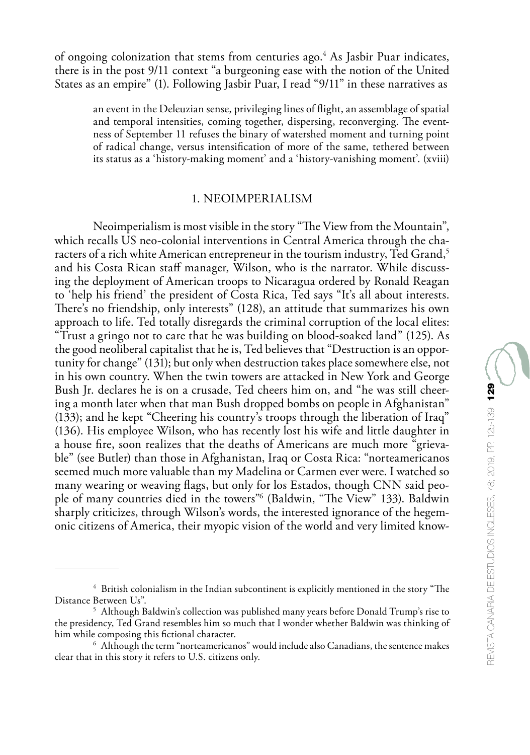of ongoing colonization that stems from centuries ago.[4] As Jasbir Puar indicates, there is in the post 9/11 context "a burgeoning ease with the notion of the United States as an empire" (1). Following Jasbir Puar, I read "9/11" in these narratives as

> an event in the Deleuzian sense, privileging lines of flight, an assemblage of spatial and temporal intensities, coming together, dispersing, reconverging. The eventness of September 11 refuses the binary of watershed moment and turning point of radical change, versus intensification of more of the same, tethered between its status as a 'history-making moment' and a 'history-vanishing moment'. (xviii)

## 1. NEOIMPERIALISM

Neoimperialism is most visible in the story "The View from the Mountain", which recalls US neo-colonial interventions in Central America through the characters of a rich white American entrepreneur in the tourism industry, Ted Grand,[5] and his Costa Rican staff manager, Wilson, who is the narrator. While discussing the deployment of American troops to Nicaragua ordered by Ronald Reagan to 'help his friend' the president of Costa Rica, Ted says "It's all about interests. There's no friendship, only interests" (128), an attitude that summarizes his own approach to life. Ted totally disregards the criminal corruption of the local elites: "Trust a gringo not to care that he was building on blood-soaked land" (125). As the good neoliberal capitalist that he is, Ted believes that "Destruction is an opportunity for change" (131); but only when destruction takes place somewhere else, not in his own country. When the twin towers are attacked in New York and George Bush Jr. declares he is on a crusade, Ted cheers him on, and "he was still cheering a month later when that man Bush dropped bombs on people in Afghanistan" (133); and he kept "Cheering his country's troops through the liberation of Iraq" (136). His employee Wilson, who has recently lost his wife and little daughter in a house fire, soon realizes that the deaths of Americans are much more "grievable" (see Butler) than those in Afghanistan, Iraq or Costa Rica: "norteamericanos seemed much more valuable than my Madelina or Carmen ever were. I watched so many wearing or weaving flags, but only for los Estados, though CNN said people of many countries died in the towers"[6] (Baldwin, "The View" 133). Baldwin sharply criticizes, through Wilson's words, the interested ignorance of the hegemonic citizens of America, their myopic vision of the world and very limited know-

---

[4] British colonialism in the Indian subcontinent is explicitly mentioned in the story "The Distance Between Us".

[5] Although Baldwin's collection was published many years before Donald Trump's rise to the presidency, Ted Grand resembles him so much that I wonder whether Baldwin was thinking of him while composing this fictional character.

[6] Although the term "norteamericanos" would include also Canadians, the sentence makes clear that in this story it refers to U.S. citizens only.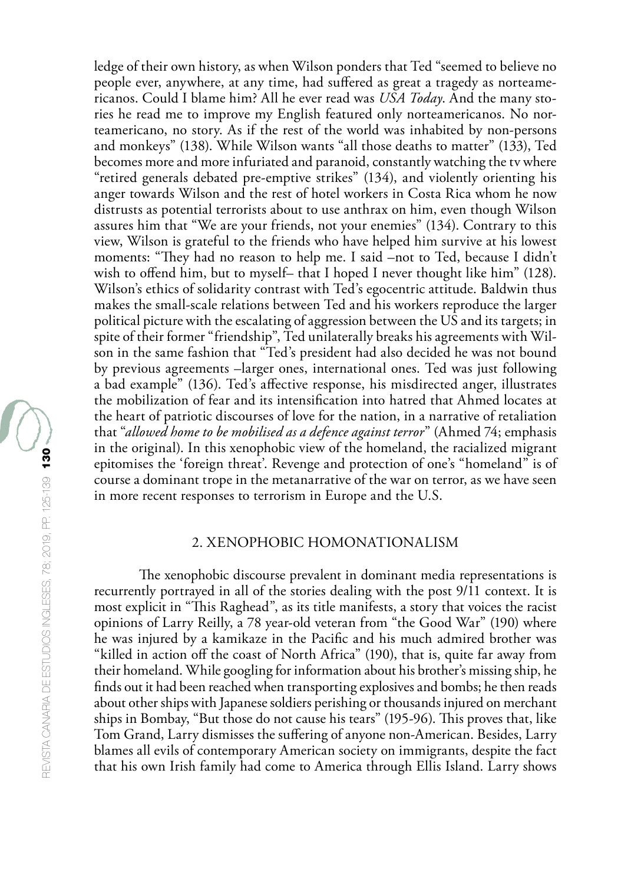ledge of their own history, as when Wilson ponders that Ted "seemed to believe no people ever, anywhere, at any time, had suffered as great a tragedy as norteamericanos. Could I blame him? All he ever read was *USA Today*. And the many stories he read me to improve my English featured only norteamericanos. No norteamericano, no story. As if the rest of the world was inhabited by non-persons and monkeys" (138). While Wilson wants "all those deaths to matter" (133), Ted becomes more and more infuriated and paranoid, constantly watching the tv where "retired generals debated pre-emptive strikes" (134), and violently orienting his anger towards Wilson and the rest of hotel workers in Costa Rica whom he now distrusts as potential terrorists about to use anthrax on him, even though Wilson assures him that "We are your friends, not your enemies" (134). Contrary to this view, Wilson is grateful to the friends who have helped him survive at his lowest moments: "They had no reason to help me. I said –not to Ted, because I didn't wish to offend him, but to myself– that I hoped I never thought like him" (128). Wilson's ethics of solidarity contrast with Ted's egocentric attitude. Baldwin thus makes the small-scale relations between Ted and his workers reproduce the larger political picture with the escalating of aggression between the US and its targets; in spite of their former "friendship", Ted unilaterally breaks his agreements with Wilson in the same fashion that "Ted's president had also decided he was not bound by previous agreements –larger ones, international ones. Ted was just following a bad example" (136). Ted's affective response, his misdirected anger, illustrates the mobilization of fear and its intensification into hatred that Ahmed locates at the heart of patriotic discourses of love for the nation, in a narrative of retaliation that "*allowed home to be mobilised as a defence against terror*" (Ahmed 74; emphasis in the original). In this xenophobic view of the homeland, the racialized migrant epitomises the 'foreign threat'. Revenge and protection of one's "homeland" is of course a dominant trope in the metanarrative of the war on terror, as we have seen in more recent responses to terrorism in Europe and the U.S.

## 2. XENOPHOBIC HOMONATIONALISM

The xenophobic discourse prevalent in dominant media representations is recurrently portrayed in all of the stories dealing with the post 9/11 context. It is most explicit in "This Raghead", as its title manifests, a story that voices the racist opinions of Larry Reilly, a 78 year-old veteran from "the Good War" (190) where he was injured by a kamikaze in the Pacific and his much admired brother was "killed in action off the coast of North Africa" (190), that is, quite far away from their homeland. While googling for information about his brother's missing ship, he finds out it had been reached when transporting explosives and bombs; he then reads about other ships with Japanese soldiers perishing or thousands injured on merchant ships in Bombay, "But those do not cause his tears" (195-96). This proves that, like Tom Grand, Larry dismisses the suffering of anyone non-American. Besides, Larry blames all evils of contemporary American society on immigrants, despite the fact that his own Irish family had come to America through Ellis Island. Larry shows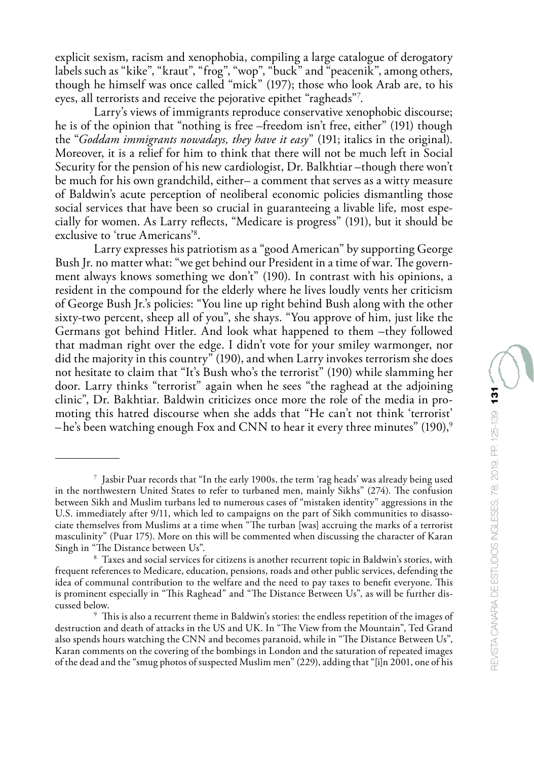explicit sexism, racism and xenophobia, compiling a large catalogue of derogatory labels such as "kike", "kraut", "frog", "wop", "buck" and "peacenik", among others, though he himself was once called "mick" (197); those who look Arab are, to his eyes, all terrorists and receive the pejorative epithet "ragheads"[7].

Larry's views of immigrants reproduce conservative xenophobic discourse; he is of the opinion that "nothing is free –freedom isn't free, either" (191) though the "*Goddam immigrants nowadays, they have it easy*" (191; italics in the original). Moreover, it is a relief for him to think that there will not be much left in Social Security for the pension of his new cardiologist, Dr. Balkhtiar –though there won't be much for his own grandchild, either– a comment that serves as a witty measure of Baldwin's acute perception of neoliberal economic policies dismantling those social services that have been so crucial in guaranteeing a livable life, most especially for women. As Larry reflects, "Medicare is progress" (191), but it should be exclusive to 'true Americans'[8].

Larry expresses his patriotism as a "good American" by supporting George Bush Jr. no matter what: "we get behind our President in a time of war. The government always knows something we don't" (190). In contrast with his opinions, a resident in the compound for the elderly where he lives loudly vents her criticism of George Bush Jr.'s policies: "You line up right behind Bush along with the other sixty-two percent, sheep all of you", she shays. "You approve of him, just like the Germans got behind Hitler. And look what happened to them –they followed that madman right over the edge. I didn't vote for your smiley warmonger, nor did the majority in this country" (190), and when Larry invokes terrorism she does not hesitate to claim that "It's Bush who's the terrorist" (190) while slamming her door. Larry thinks "terrorist" again when he sees "the raghead at the adjoining clinic", Dr. Bakhtiar. Baldwin criticizes once more the role of the media in promoting this hatred discourse when she adds that "He can't not think 'terrorist' – he's been watching enough Fox and CNN to hear it every three minutes" (190),[9]

---

[7] Jasbir Puar records that "In the early 1900s, the term 'rag heads' was already being used in the northwestern United States to refer to turbaned men, mainly Sikhs" (274). The confusion between Sikh and Muslim turbans led to numerous cases of "mistaken identity" aggressions in the U.S. immediately after 9/11, which led to campaigns on the part of Sikh communities to disassociate themselves from Muslims at a time when "The turban [was] accruing the marks of a terrorist masculinity" (Puar 175). More on this will be commented when discussing the character of Karan Singh in "The Distance between Us".

[8] Taxes and social services for citizens is another recurrent topic in Baldwin's stories, with frequent references to Medicare, education, pensions, roads and other public services, defending the idea of communal contribution to the welfare and the need to pay taxes to benefit everyone. This is prominent especially in "This Raghead" and "The Distance Between Us", as will be further discussed below.

[9] This is also a recurrent theme in Baldwin's stories: the endless repetition of the images of destruction and death of attacks in the US and UK. In "The View from the Mountain", Ted Grand also spends hours watching the CNN and becomes paranoid, while in "The Distance Between Us", Karan comments on the covering of the bombings in London and the saturation of repeated images of the dead and the "smug photos of suspected Muslim men" (229), adding that "[i]n 2001, one of his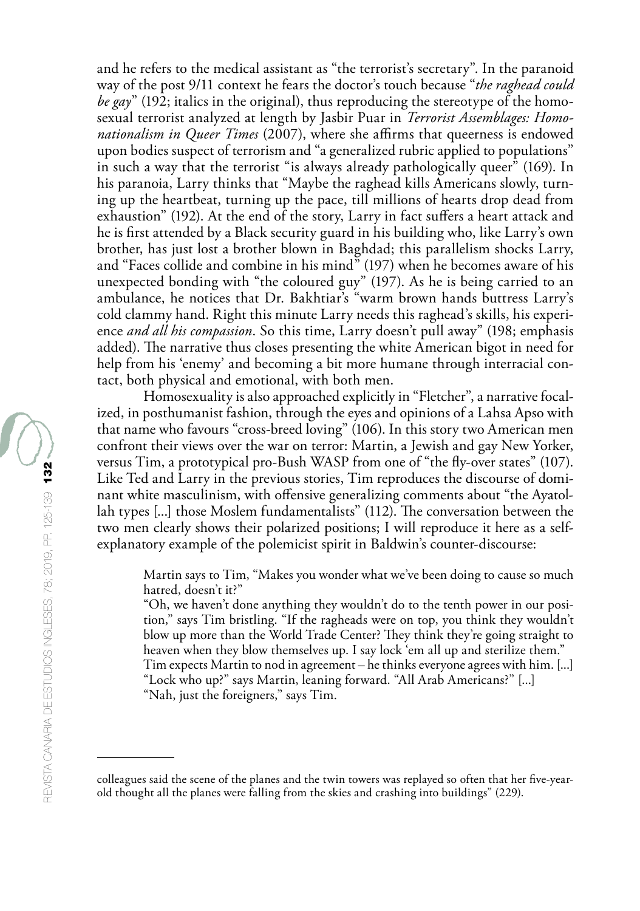and he refers to the medical assistant as "the terrorist's secretary". In the paranoid way of the post 9/11 context he fears the doctor's touch because "*the raghead could be gay*" (192; italics in the original), thus reproducing the stereotype of the homosexual terrorist analyzed at length by Jasbir Puar in *Terrorist Assemblages: Homonationalism in Queer Times* (2007), where she affirms that queerness is endowed upon bodies suspect of terrorism and "a generalized rubric applied to populations" in such a way that the terrorist "is always already pathologically queer" (169). In his paranoia, Larry thinks that "Maybe the raghead kills Americans slowly, turning up the heartbeat, turning up the pace, till millions of hearts drop dead from exhaustion" (192). At the end of the story, Larry in fact suffers a heart attack and he is first attended by a Black security guard in his building who, like Larry's own brother, has just lost a brother blown in Baghdad; this parallelism shocks Larry, and "Faces collide and combine in his mind" (197) when he becomes aware of his unexpected bonding with "the coloured guy" (197). As he is being carried to an ambulance, he notices that Dr. Bakhtiar's "warm brown hands buttress Larry's cold clammy hand. Right this minute Larry needs this raghead's skills, his experience *and all his compassion*. So this time, Larry doesn't pull away" (198; emphasis added). The narrative thus closes presenting the white American bigot in need for help from his 'enemy' and becoming a bit more humane through interracial contact, both physical and emotional, with both men.

Homosexuality is also approached explicitly in "Fletcher", a narrative focalized, in posthumanist fashion, through the eyes and opinions of a Lahsa Apso with that name who favours "cross-breed loving" (106). In this story two American men confront their views over the war on terror: Martin, a Jewish and gay New Yorker, versus Tim, a prototypical pro-Bush WASP from one of "the fly-over states" (107). Like Ted and Larry in the previous stories, Tim reproduces the discourse of dominant white masculinism, with offensive generalizing comments about "the Ayatollah types [...] those Moslem fundamentalists" (112). The conversation between the two men clearly shows their polarized positions; I will reproduce it here as a self-explanatory example of the polemicist spirit in Baldwin's counter-discourse:

> Martin says to Tim, "Makes you wonder what we've been doing to cause so much hatred, doesn't it?"
> "Oh, we haven't done anything they wouldn't do to the tenth power in our position," says Tim bristling. "If the ragheads were on top, you think they wouldn't blow up more than the World Trade Center? They think they're going straight to heaven when they blow themselves up. I say lock 'em all up and sterilize them."
> Tim expects Martin to nod in agreement – he thinks everyone agrees with him. [...]
> "Lock who up?" says Martin, leaning forward. "All Arab Americans?" [...]
> "Nah, just the foreigners," says Tim.

---

colleagues said the scene of the planes and the twin towers was replayed so often that her five-year-old thought all the planes were falling from the skies and crashing into buildings" (229).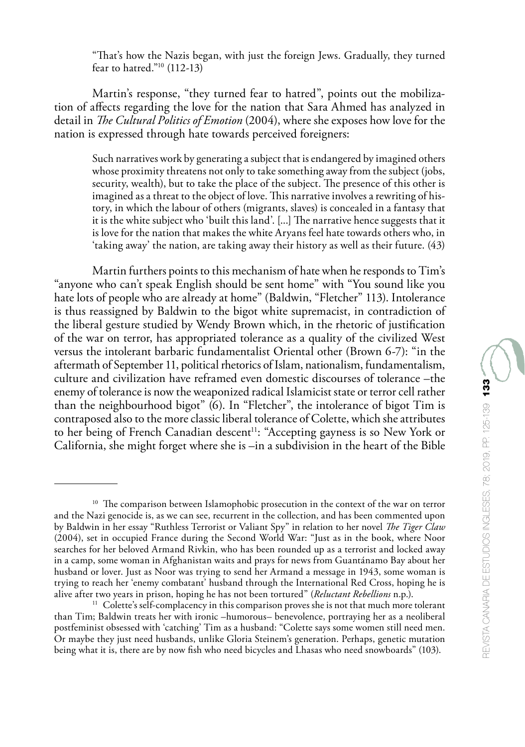> "That's how the Nazis began, with just the foreign Jews. Gradually, they turned fear to hatred."[10] (112-13)

Martin's response, "they turned fear to hatred", points out the mobilization of affects regarding the love for the nation that Sara Ahmed has analyzed in detail in *The Cultural Politics of Emotion* (2004), where she exposes how love for the nation is expressed through hate towards perceived foreigners:

> Such narratives work by generating a subject that is endangered by imagined others whose proximity threatens not only to take something away from the subject (jobs, security, wealth), but to take the place of the subject. The presence of this other is imagined as a threat to the object of love. This narrative involves a rewriting of history, in which the labour of others (migrants, slaves) is concealed in a fantasy that it is the white subject who 'built this land'. [...] The narrative hence suggests that it is love for the nation that makes the white Aryans feel hate towards others who, in 'taking away' the nation, are taking away their history as well as their future. (43)

Martin furthers points to this mechanism of hate when he responds to Tim's "anyone who can't speak English should be sent home" with "You sound like you hate lots of people who are already at home" (Baldwin, "Fletcher" 113). Intolerance is thus reassigned by Baldwin to the bigot white supremacist, in contradiction of the liberal gesture studied by Wendy Brown which, in the rhetoric of justification of the war on terror, has appropriated tolerance as a quality of the civilized West versus the intolerant barbaric fundamentalist Oriental other (Brown 6-7): "in the aftermath of September 11, political rhetorics of Islam, nationalism, fundamentalism, culture and civilization have reframed even domestic discourses of tolerance –the enemy of tolerance is now the weaponized radical Islamicist state or terror cell rather than the neighbourhood bigot" (6). In "Fletcher", the intolerance of bigot Tim is contraposed also to the more classic liberal tolerance of Colette, which she attributes to her being of French Canadian descent[11]: "Accepting gayness is so New York or California, she might forget where she is –in a subdivision in the heart of the Bible

---

[10] The comparison between Islamophobic prosecution in the context of the war on terror and the Nazi genocide is, as we can see, recurrent in the collection, and has been commented upon by Baldwin in her essay "Ruthless Terrorist or Valiant Spy" in relation to her novel *The Tiger Claw* (2004), set in occupied France during the Second World War: "Just as in the book, where Noor searches for her beloved Armand Rivkin, who has been rounded up as a terrorist and locked away in a camp, some woman in Afghanistan waits and prays for news from Guantánamo Bay about her husband or lover. Just as Noor was trying to send her Armand a message in 1943, some woman is trying to reach her 'enemy combatant' husband through the International Red Cross, hoping he is alive after two years in prison, hoping he has not been tortured" (*Reluctant Rebellions* n.p.).

[11] Colette's self-complacency in this comparison proves she is not that much more tolerant than Tim; Baldwin treats her with ironic –humorous– benevolence, portraying her as a neoliberal postfeminist obsessed with 'catching' Tim as a husband: "Colette says some women still need men. Or maybe they just need husbands, unlike Gloria Steinem's generation. Perhaps, genetic mutation being what it is, there are by now fish who need bicycles and Lhasas who need snowboards" (103).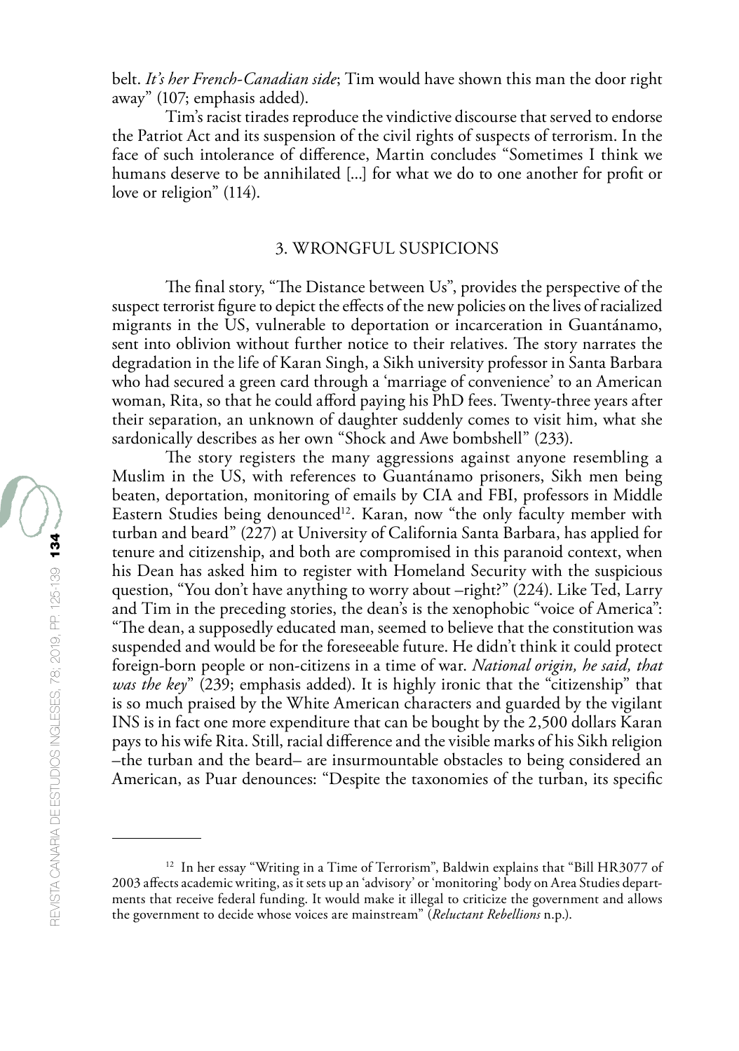belt. *It's her French-Canadian side*; Tim would have shown this man the door right away" (107; emphasis added).

Tim's racist tirades reproduce the vindictive discourse that served to endorse the Patriot Act and its suspension of the civil rights of suspects of terrorism. In the face of such intolerance of difference, Martin concludes "Sometimes I think we humans deserve to be annihilated [...] for what we do to one another for profit or love or religion" (114).

## 3. WRONGFUL SUSPICIONS

The final story, "The Distance between Us", provides the perspective of the suspect terrorist figure to depict the effects of the new policies on the lives of racialized migrants in the US, vulnerable to deportation or incarceration in Guantánamo, sent into oblivion without further notice to their relatives. The story narrates the degradation in the life of Karan Singh, a Sikh university professor in Santa Barbara who had secured a green card through a 'marriage of convenience' to an American woman, Rita, so that he could afford paying his PhD fees. Twenty-three years after their separation, an unknown of daughter suddenly comes to visit him, what she sardonically describes as her own "Shock and Awe bombshell" (233).

The story registers the many aggressions against anyone resembling a Muslim in the US, with references to Guantánamo prisoners, Sikh men being beaten, deportation, monitoring of emails by CIA and FBI, professors in Middle Eastern Studies being denounced[12]. Karan, now "the only faculty member with turban and beard" (227) at University of California Santa Barbara, has applied for tenure and citizenship, and both are compromised in this paranoid context, when his Dean has asked him to register with Homeland Security with the suspicious question, "You don't have anything to worry about –right?" (224). Like Ted, Larry and Tim in the preceding stories, the dean's is the xenophobic "voice of America": "The dean, a supposedly educated man, seemed to believe that the constitution was suspended and would be for the foreseeable future. He didn't think it could protect foreign-born people or non-citizens in a time of war. *National origin, he said, that was the key*" (239; emphasis added). It is highly ironic that the "citizenship" that is so much praised by the White American characters and guarded by the vigilant INS is in fact one more expenditure that can be bought by the 2,500 dollars Karan pays to his wife Rita. Still, racial difference and the visible marks of his Sikh religion –the turban and the beard– are insurmountable obstacles to being considered an American, as Puar denounces: "Despite the taxonomies of the turban, its specific

[12] In her essay "Writing in a Time of Terrorism", Baldwin explains that "Bill HR3077 of 2003 affects academic writing, as it sets up an 'advisory' or 'monitoring' body on Area Studies departments that receive federal funding. It would make it illegal to criticize the government and allows the government to decide whose voices are mainstream" (*Reluctant Rebellions* n.p.).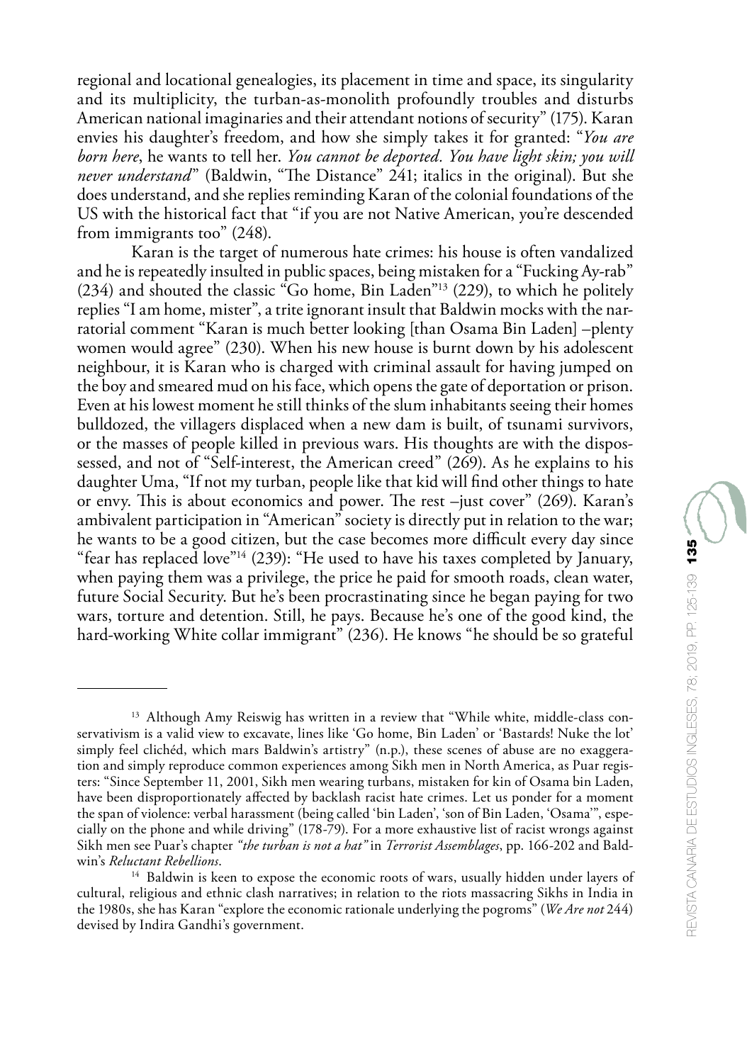regional and locational genealogies, its placement in time and space, its singularity and its multiplicity, the turban-as-monolith profoundly troubles and disturbs American national imaginaries and their attendant notions of security" (175). Karan envies his daughter's freedom, and how she simply takes it for granted: "*You are born here*, he wants to tell her. *You cannot be deported. You have light skin; you will never understand*" (Baldwin, "The Distance" 241; italics in the original). But she does understand, and she replies reminding Karan of the colonial foundations of the US with the historical fact that "if you are not Native American, you're descended from immigrants too" (248).

Karan is the target of numerous hate crimes: his house is often vandalized and he is repeatedly insulted in public spaces, being mistaken for a "Fucking Ay-rab" (234) and shouted the classic "Go home, Bin Laden"[13] (229), to which he politely replies "I am home, mister", a trite ignorant insult that Baldwin mocks with the narratorial comment "Karan is much better looking [than Osama Bin Laden] –plenty women would agree" (230). When his new house is burnt down by his adolescent neighbour, it is Karan who is charged with criminal assault for having jumped on the boy and smeared mud on his face, which opens the gate of deportation or prison. Even at his lowest moment he still thinks of the slum inhabitants seeing their homes bulldozed, the villagers displaced when a new dam is built, of tsunami survivors, or the masses of people killed in previous wars. His thoughts are with the dispossessed, and not of "Self-interest, the American creed" (269). As he explains to his daughter Uma, "If not my turban, people like that kid will find other things to hate or envy. This is about economics and power. The rest –just cover" (269). Karan's ambivalent participation in "American" society is directly put in relation to the war; he wants to be a good citizen, but the case becomes more difficult every day since "fear has replaced love"[14] (239): "He used to have his taxes completed by January, when paying them was a privilege, the price he paid for smooth roads, clean water, future Social Security. But he's been procrastinating since he began paying for two wars, torture and detention. Still, he pays. Because he's one of the good kind, the hard-working White collar immigrant" (236). He knows "he should be so grateful

---

[13] Although Amy Reiswig has written in a review that "While white, middle-class conservativism is a valid view to excavate, lines like 'Go home, Bin Laden' or 'Bastards! Nuke the lot' simply feel clichéd, which mars Baldwin's artistry" (n.p.), these scenes of abuse are no exaggeration and simply reproduce common experiences among Sikh men in North America, as Puar registers: "Since September 11, 2001, Sikh men wearing turbans, mistaken for kin of Osama bin Laden, have been disproportionately affected by backlash racist hate crimes. Let us ponder for a moment the span of violence: verbal harassment (being called 'bin Laden', 'son of Bin Laden, 'Osama'", especially on the phone and while driving" (178-79). For a more exhaustive list of racist wrongs against Sikh men see Puar's chapter *"the turban is not a hat"* in *Terrorist Assemblages*, pp. 166-202 and Baldwin's *Reluctant Rebellions*.

[14] Baldwin is keen to expose the economic roots of wars, usually hidden under layers of cultural, religious and ethnic clash narratives; in relation to the riots massacring Sikhs in India in the 1980s, she has Karan "explore the economic rationale underlying the pogroms" (*We Are not* 244) devised by Indira Gandhi's government.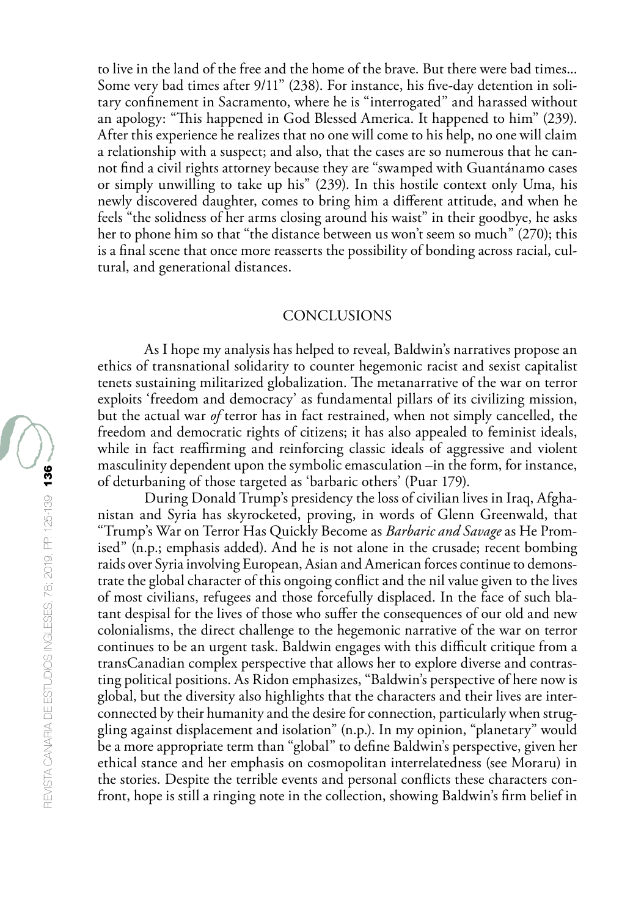to live in the land of the free and the home of the brave. But there were bad times... Some very bad times after 9/11" (238). For instance, his five-day detention in solitary confinement in Sacramento, where he is "interrogated" and harassed without an apology: "This happened in God Blessed America. It happened to him" (239). After this experience he realizes that no one will come to his help, no one will claim a relationship with a suspect; and also, that the cases are so numerous that he cannot find a civil rights attorney because they are "swamped with Guantánamo cases or simply unwilling to take up his" (239). In this hostile context only Uma, his newly discovered daughter, comes to bring him a different attitude, and when he feels "the solidness of her arms closing around his waist" in their goodbye, he asks her to phone him so that "the distance between us won't seem so much" (270); this is a final scene that once more reasserts the possibility of bonding across racial, cultural, and generational distances.

## CONCLUSIONS

As I hope my analysis has helped to reveal, Baldwin's narratives propose an ethics of transnational solidarity to counter hegemonic racist and sexist capitalist tenets sustaining militarized globalization. The metanarrative of the war on terror exploits 'freedom and democracy' as fundamental pillars of its civilizing mission, but the actual war *of* terror has in fact restrained, when not simply cancelled, the freedom and democratic rights of citizens; it has also appealed to feminist ideals, while in fact reaffirming and reinforcing classic ideals of aggressive and violent masculinity dependent upon the symbolic emasculation –in the form, for instance, of deturbaning of those targeted as 'barbaric others' (Puar 179).

During Donald Trump's presidency the loss of civilian lives in Iraq, Afghanistan and Syria has skyrocketed, proving, in words of Glenn Greenwald, that "Trump's War on Terror Has Quickly Become as *Barbaric and Savage* as He Promised" (n.p.; emphasis added). And he is not alone in the crusade; recent bombing raids over Syria involving European, Asian and American forces continue to demonstrate the global character of this ongoing conflict and the nil value given to the lives of most civilians, refugees and those forcefully displaced. In the face of such blatant despisal for the lives of those who suffer the consequences of our old and new colonialisms, the direct challenge to the hegemonic narrative of the war on terror continues to be an urgent task. Baldwin engages with this difficult critique from a transCanadian complex perspective that allows her to explore diverse and contrasting political positions. As Ridon emphasizes, "Baldwin's perspective of here now is global, but the diversity also highlights that the characters and their lives are interconnected by their humanity and the desire for connection, particularly when struggling against displacement and isolation" (n.p.). In my opinion, "planetary" would be a more appropriate term than "global" to define Baldwin's perspective, given her ethical stance and her emphasis on cosmopolitan interrelatedness (see Moraru) in the stories. Despite the terrible events and personal conflicts these characters confront, hope is still a ringing note in the collection, showing Baldwin's firm belief in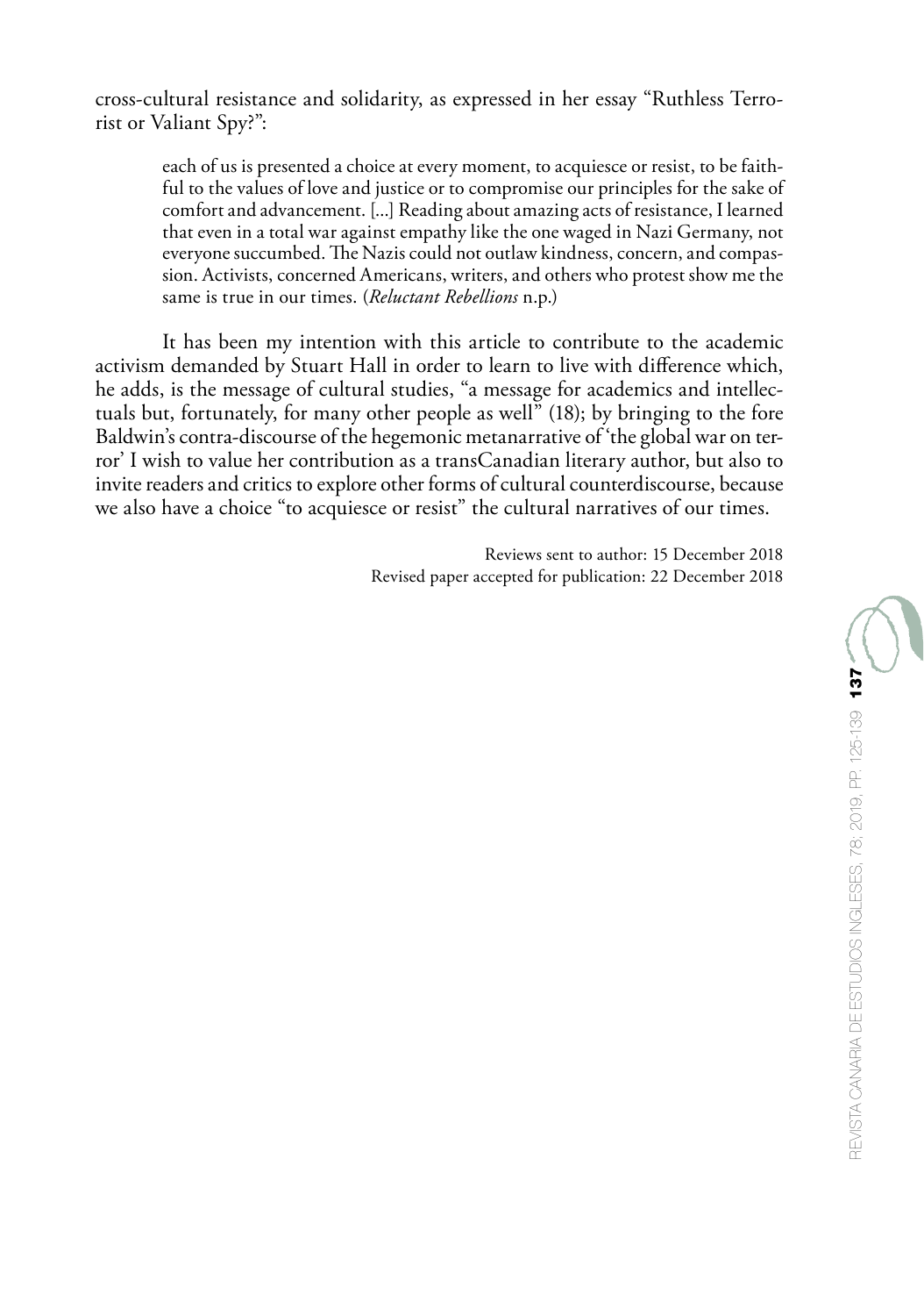cross-cultural resistance and solidarity, as expressed in her essay "Ruthless Terrorist or Valiant Spy?":

> each of us is presented a choice at every moment, to acquiesce or resist, to be faithful to the values of love and justice or to compromise our principles for the sake of comfort and advancement. [...] Reading about amazing acts of resistance, I learned that even in a total war against empathy like the one waged in Nazi Germany, not everyone succumbed. The Nazis could not outlaw kindness, concern, and compassion. Activists, concerned Americans, writers, and others who protest show me the same is true in our times. (*Reluctant Rebellions* n.p.)

It has been my intention with this article to contribute to the academic activism demanded by Stuart Hall in order to learn to live with difference which, he adds, is the message of cultural studies, "a message for academics and intellectuals but, fortunately, for many other people as well" (18); by bringing to the fore Baldwin's contra-discourse of the hegemonic metanarrative of 'the global war on terror' I wish to value her contribution as a transCanadian literary author, but also to invite readers and critics to explore other forms of cultural counterdiscourse, because we also have a choice "to acquiesce or resist" the cultural narratives of our times.

Reviews sent to author: 15 December 2018
Revised paper accepted for publication: 22 December 2018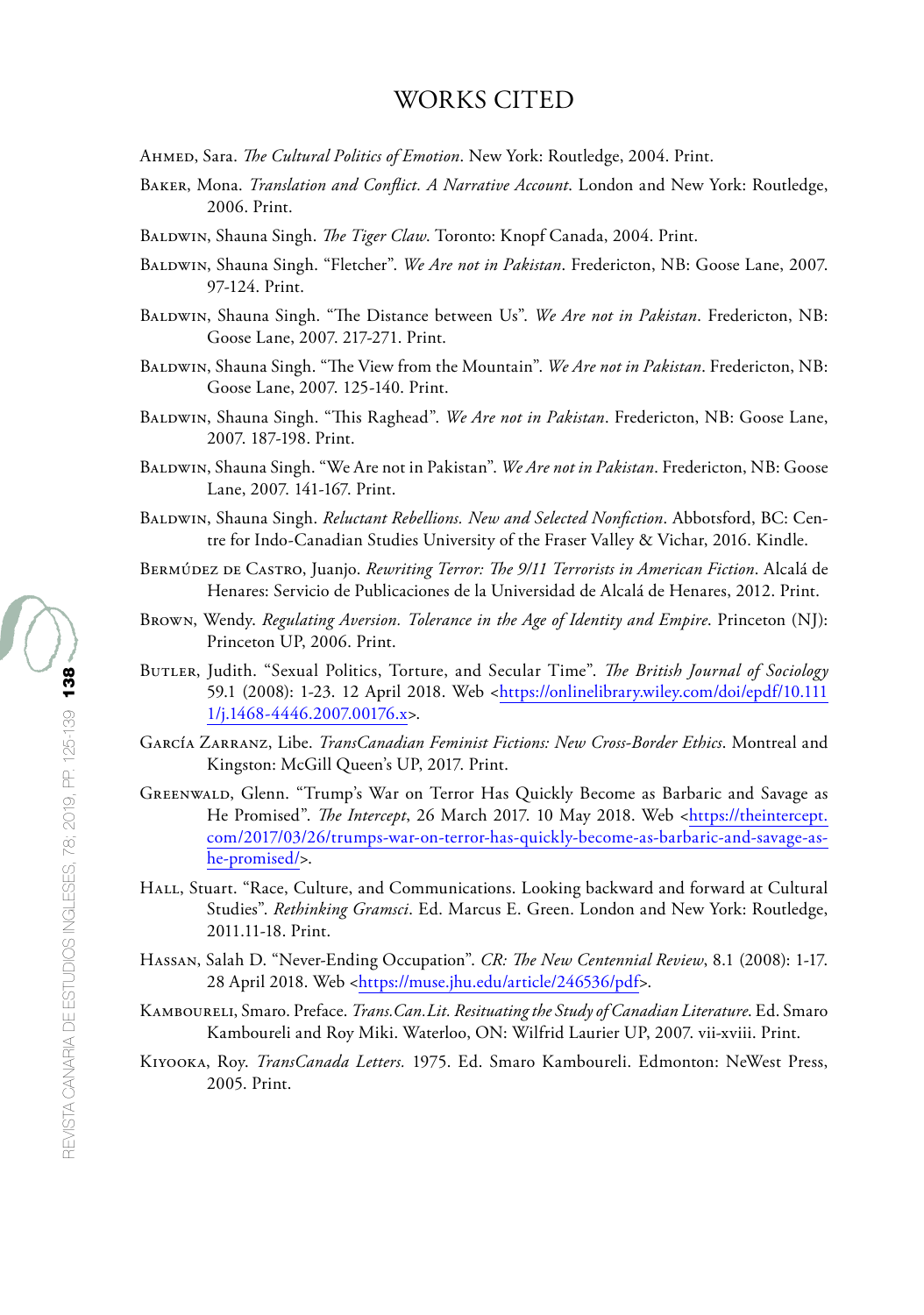# WORKS CITED

Ahmed, Sara. *The Cultural Politics of Emotion*. New York: Routledge, 2004. Print.

Baker, Mona. *Translation and Conflict. A Narrative Account*. London and New York: Routledge, 2006. Print.

Baldwin, Shauna Singh. *The Tiger Claw*. Toronto: Knopf Canada, 2004. Print.

Baldwin, Shauna Singh. "Fletcher". *We Are not in Pakistan*. Fredericton, NB: Goose Lane, 2007. 97-124. Print.

Baldwin, Shauna Singh. "The Distance between Us". *We Are not in Pakistan*. Fredericton, NB: Goose Lane, 2007. 217-271. Print.

Baldwin, Shauna Singh. "The View from the Mountain". *We Are not in Pakistan*. Fredericton, NB: Goose Lane, 2007. 125-140. Print.

Baldwin, Shauna Singh. "This Raghead". *We Are not in Pakistan*. Fredericton, NB: Goose Lane, 2007. 187-198. Print.

Baldwin, Shauna Singh. "We Are not in Pakistan". *We Are not in Pakistan*. Fredericton, NB: Goose Lane, 2007. 141-167. Print.

Baldwin, Shauna Singh. *Reluctant Rebellions. New and Selected Nonfiction*. Abbotsford, BC: Centre for Indo-Canadian Studies University of the Fraser Valley & Vichar, 2016. Kindle.

Bermúdez de Castro, Juanjo. *Rewriting Terror: The 9/11 Terrorists in American Fiction*. Alcalá de Henares: Servicio de Publicaciones de la Universidad de Alcalá de Henares, 2012. Print.

Brown, Wendy. *Regulating Aversion. Tolerance in the Age of Identity and Empire*. Princeton (NJ): Princeton UP, 2006. Print.

Butler, Judith. "Sexual Politics, Torture, and Secular Time". *The British Journal of Sociology* 59.1 (2008): 1-23. 12 April 2018. Web <https://onlinelibrary.wiley.com/doi/epdf/10.1111/j.1468-4446.2007.00176.x>.

García Zarranz, Libe. *TransCanadian Feminist Fictions: New Cross-Border Ethics*. Montreal and Kingston: McGill Queen's UP, 2017. Print.

Greenwald, Glenn. "Trump's War on Terror Has Quickly Become as Barbaric and Savage as He Promised". *The Intercept*, 26 March 2017. 10 May 2018. Web <https://theintercept.com/2017/03/26/trumps-war-on-terror-has-quickly-become-as-barbaric-and-savage-as-he-promised/>.

Hall, Stuart. "Race, Culture, and Communications. Looking backward and forward at Cultural Studies". *Rethinking Gramsci*. Ed. Marcus E. Green. London and New York: Routledge, 2011.11-18. Print.

Hassan, Salah D. "Never-Ending Occupation". *CR: The New Centennial Review*, 8.1 (2008): 1-17. 28 April 2018. Web <https://muse.jhu.edu/article/246536/pdf>.

Kamboureli, Smaro. Preface. *Trans.Can.Lit. Resituating the Study of Canadian Literature*. Ed. Smaro Kamboureli and Roy Miki. Waterloo, ON: Wilfrid Laurier UP, 2007. vii-xviii. Print.

Kiyooka, Roy. *TransCanada Letters*. 1975. Ed. Smaro Kamboureli. Edmonton: NeWest Press, 2005. Print.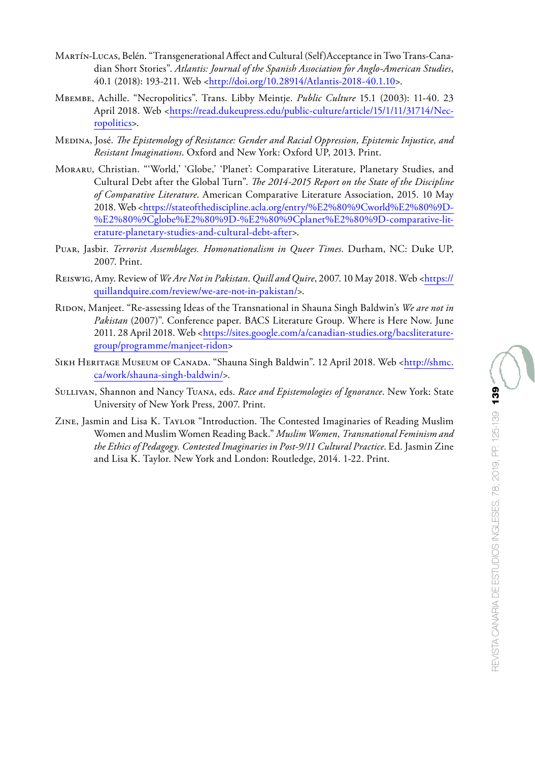Martín-Lucas, Belén. "Transgenerational Affect and Cultural (Self)Acceptance in Two Trans-Canadian Short Stories". *Atlantis: Journal of the Spanish Association for Anglo-American Studies*, 40.1 (2018): 193-211. Web <http://doi.org/10.28914/Atlantis-2018-40.1.10>.

Mbembe, Achille. "Necropolitics". Trans. Libby Meintje. *Public Culture* 15.1 (2003): 11-40. 23 April 2018. Web <https://read.dukeupress.edu/public-culture/article/15/1/11/31714/Necropolitics>.

Medina, José. *The Epistemology of Resistance: Gender and Racial Oppression, Epistemic Injustice, and Resistant Imaginations*. Oxford and New York: Oxford UP, 2013. Print.

Moraru, Christian. "'World,' 'Globe,' 'Planet': Comparative Literature, Planetary Studies, and Cultural Debt after the Global Turn". *The 2014-2015 Report on the State of the Discipline of Comparative Literature*. American Comparative Literature Association, 2015. 10 May 2018. Web <https://stateofthediscipline.acla.org/entry/%E2%80%9Cworld%E2%80%9D-%E2%80%9Cglobe%E2%80%9D-%E2%80%9Cplanet%E2%80%9D-comparative-literature-planetary-studies-and-cultural-debt-after>.

Puar, Jasbir. *Terrorist Assemblages. Homonationalism in Queer Times*. Durham, NC: Duke UP, 2007. Print.

Reiswig, Amy. Review of *We Are Not in Pakistan*. *Quill and Quire*, 2007. 10 May 2018. Web <https://quillandquire.com/review/we-are-not-in-pakistan/>.

Ridon, Manjeet. "Re-assessing Ideas of the Transnational in Shauna Singh Baldwin's *We are not in Pakistan* (2007)". Conference paper. BACS Literature Group. Where is Here Now. June 2011. 28 April 2018. Web <https://sites.google.com/a/canadian-studies.org/bacsliterature-group/programme/manjeet-ridon>

Sikh Heritage Museum of Canada. "Shauna Singh Baldwin". 12 April 2018. Web <http://shmc.ca/work/shauna-singh-baldwin/>.

Sullivan, Shannon and Nancy Tuana, eds. *Race and Epistemologies of Ignorance*. New York: State University of New York Press, 2007. Print.

Zine, Jasmin and Lisa K. Taylor "Introduction. The Contested Imaginaries of Reading Muslim Women and Muslim Women Reading Back." *Muslim Women, Transnational Feminism and the Ethics of Pedagogy. Contested Imaginaries in Post-9/11 Cultural Practice*. Ed. Jasmin Zine and Lisa K. Taylor. New York and London: Routledge, 2014. 1-22. Print.